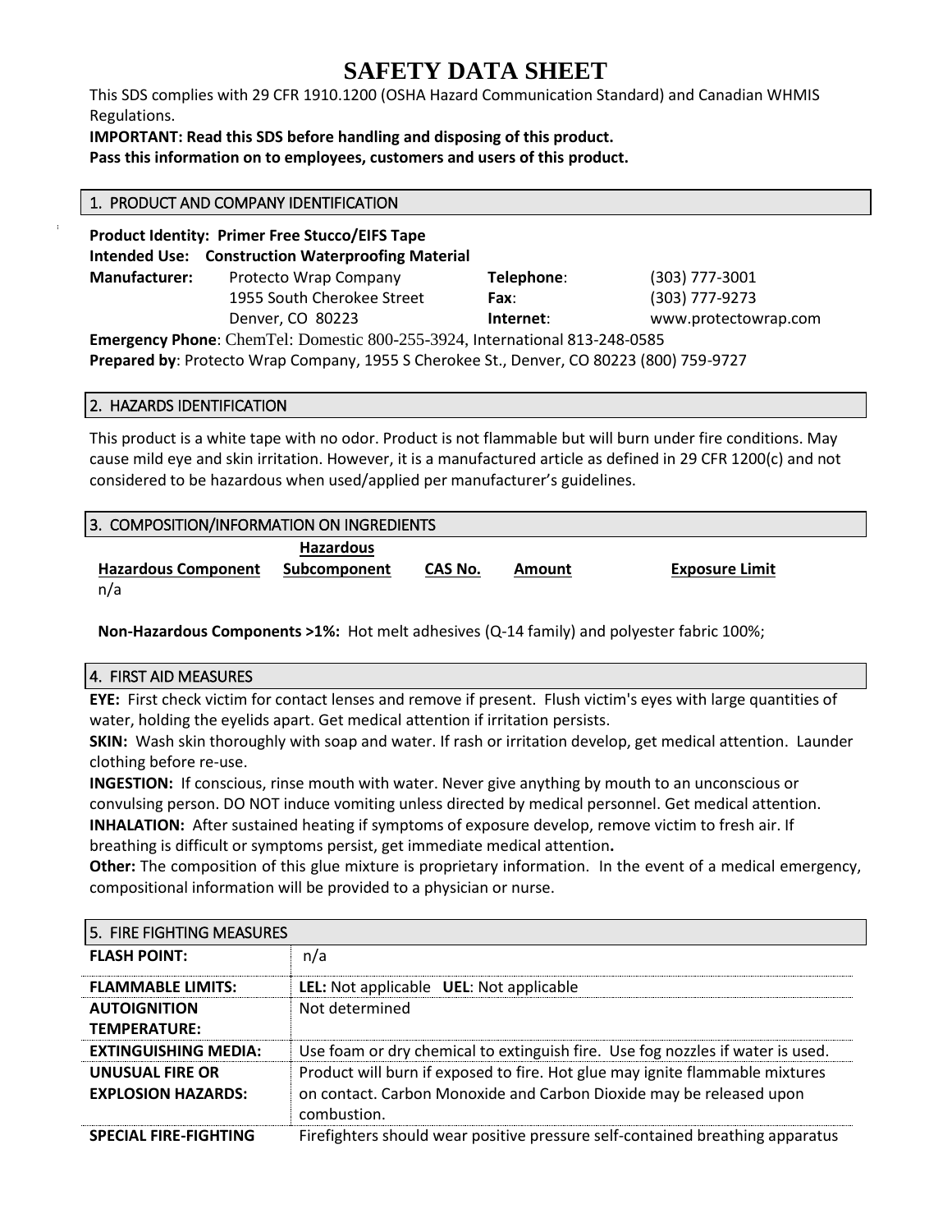# SAFETY DATA SHEET

This SDS complies with 29 CFR 1910.1200 (OSHA Hazard Communication Standard) and Canadian WHMIS Regulations.

**IMPORTANT: Read this SDS before handling and disposing of this product.**
**Pass this information on to employees, customers and users of this product.**

## 1. PRODUCT AND COMPANY IDENTIFICATION

**Product Identity: Primer Free Stucco/EIFS Tape**
**Intended Use: Construction Waterproofing Material**

| | | | |
|---|---|---|---|
| **Manufacturer:** | Protecto Wrap Company | **Telephone**: | (303) 777-3001 |
| | 1955 South Cherokee Street | **Fax**: | (303) 777-9273 |
| | Denver, CO 80223 | **Internet**: | www.protectowrap.com |

**Emergency Phone**: ChemTel: Domestic 800-255-3924, International 813-248-0585
**Prepared by**: Protecto Wrap Company, 1955 S Cherokee St., Denver, CO 80223 (800) 759-9727

## 2. HAZARDS IDENTIFICATION

This product is a white tape with no odor. Product is not flammable but will burn under fire conditions. May cause mild eye and skin irritation. However, it is a manufactured article as defined in 29 CFR 1200(c) and not considered to be hazardous when used/applied per manufacturer's guidelines.

## 3. COMPOSITION/INFORMATION ON INGREDIENTS

| Hazardous Component | Hazardous Subcomponent | CAS No. | Amount | Exposure Limit |
|---|---|---|---|---|
| n/a | | | | |

**Non-Hazardous Components >1%:** Hot melt adhesives (Q-14 family) and polyester fabric 100%;

## 4. FIRST AID MEASURES

**EYE:** First check victim for contact lenses and remove if present. Flush victim's eyes with large quantities of water, holding the eyelids apart. Get medical attention if irritation persists.

**SKIN:** Wash skin thoroughly with soap and water. If rash or irritation develop, get medical attention. Launder clothing before re-use.

**INGESTION:** If conscious, rinse mouth with water. Never give anything by mouth to an unconscious or convulsing person. DO NOT induce vomiting unless directed by medical personnel. Get medical attention.

**INHALATION:** After sustained heating if symptoms of exposure develop, remove victim to fresh air. If breathing is difficult or symptoms persist, get immediate medical attention**.**

**Other:** The composition of this glue mixture is proprietary information. In the event of a medical emergency, compositional information will be provided to a physician or nurse.

## 5. FIRE FIGHTING MEASURES

| | |
|---|---|
| **FLASH POINT:** | n/a |
| **FLAMMABLE LIMITS:** | **LEL:** Not applicable **UEL**: Not applicable |
| **AUTOIGNITION TEMPERATURE:** | Not determined |
| **EXTINGUISHING MEDIA:** | Use foam or dry chemical to extinguish fire. Use fog nozzles if water is used. |
| **UNUSUAL FIRE OR EXPLOSION HAZARDS:** | Product will burn if exposed to fire. Hot glue may ignite flammable mixtures on contact. Carbon Monoxide and Carbon Dioxide may be released upon combustion. |
| **SPECIAL FIRE-FIGHTING** | Firefighters should wear positive pressure self-contained breathing apparatus |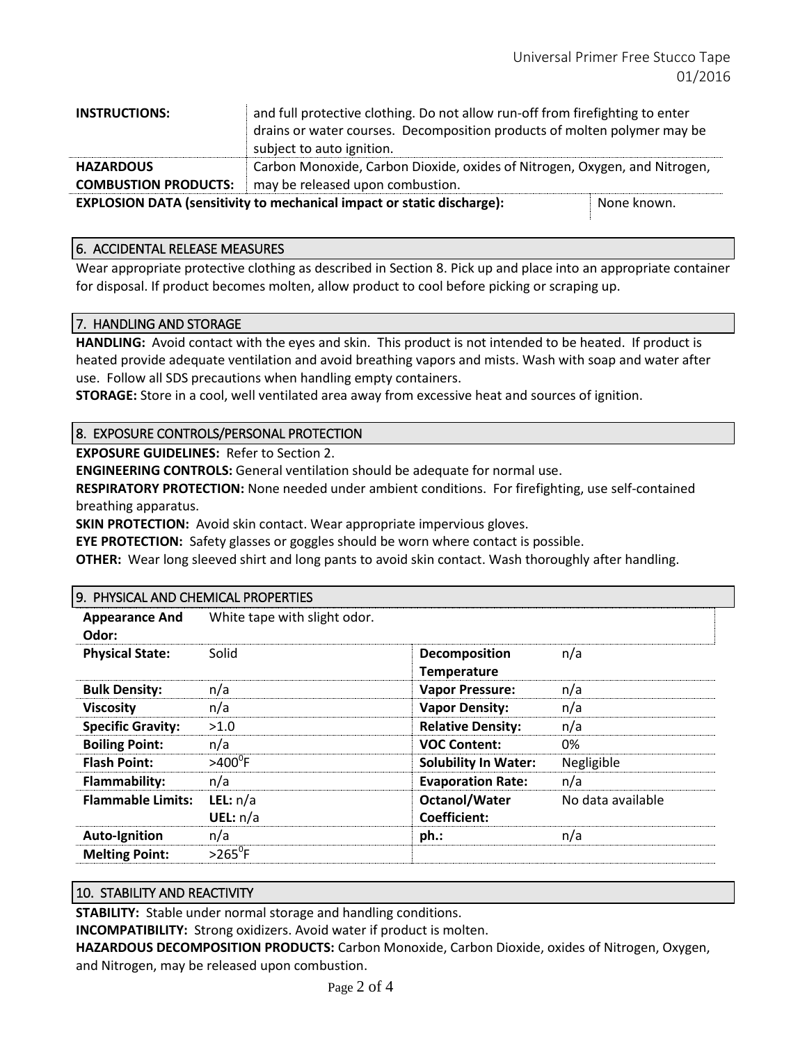| | | |
|---|---|---|
| **INSTRUCTIONS:** | and full protective clothing. Do not allow run-off from firefighting to enter drains or water courses. Decomposition products of molten polymer may be subject to auto ignition. | |
| **HAZARDOUS COMBUSTION PRODUCTS:** | Carbon Monoxide, Carbon Dioxide, oxides of Nitrogen, Oxygen, and Nitrogen, may be released upon combustion. | |
| **EXPLOSION DATA (sensitivity to mechanical impact or static discharge):** | | None known. |

## 6. ACCIDENTAL RELEASE MEASURES

Wear appropriate protective clothing as described in Section 8. Pick up and place into an appropriate container for disposal. If product becomes molten, allow product to cool before picking or scraping up.

## 7. HANDLING AND STORAGE

**HANDLING:** Avoid contact with the eyes and skin. This product is not intended to be heated. If product is heated provide adequate ventilation and avoid breathing vapors and mists. Wash with soap and water after use. Follow all SDS precautions when handling empty containers.

**STORAGE:** Store in a cool, well ventilated area away from excessive heat and sources of ignition.

## 8. EXPOSURE CONTROLS/PERSONAL PROTECTION

**EXPOSURE GUIDELINES:** Refer to Section 2.

**ENGINEERING CONTROLS:** General ventilation should be adequate for normal use.

**RESPIRATORY PROTECTION:** None needed under ambient conditions. For firefighting, use self-contained breathing apparatus.

**SKIN PROTECTION:** Avoid skin contact. Wear appropriate impervious gloves.

**EYE PROTECTION:** Safety glasses or goggles should be worn where contact is possible.

**OTHER:** Wear long sleeved shirt and long pants to avoid skin contact. Wash thoroughly after handling.

## 9. PHYSICAL AND CHEMICAL PROPERTIES

| | | | |
|---|---|---|---|
| **Appearance And Odor:** | White tape with slight odor. | | |
| **Physical State:** | Solid | **Decomposition Temperature** | n/a |
| **Bulk Density:** | n/a | **Vapor Pressure:** | n/a |
| **Viscosity** | n/a | **Vapor Density:** | n/a |
| **Specific Gravity:** | >1.0 | **Relative Density:** | n/a |
| **Boiling Point:** | n/a | **VOC Content:** | 0% |
| **Flash Point:** | >400$^0$F | **Solubility In Water:** | Negligible |
| **Flammability:** | n/a | **Evaporation Rate:** | n/a |
| **Flammable Limits:** | **LEL:** n/a<br>**UEL:** n/a | **Octanol/Water Coefficient:** | No data available |
| **Auto-Ignition** | n/a | **ph.:** | n/a |
| **Melting Point:** | >265$^0$F | | |

## 10. STABILITY AND REACTIVITY

**STABILITY:** Stable under normal storage and handling conditions.

**INCOMPATIBILITY:** Strong oxidizers. Avoid water if product is molten.

**HAZARDOUS DECOMPOSITION PRODUCTS:** Carbon Monoxide, Carbon Dioxide, oxides of Nitrogen, Oxygen, and Nitrogen, may be released upon combustion.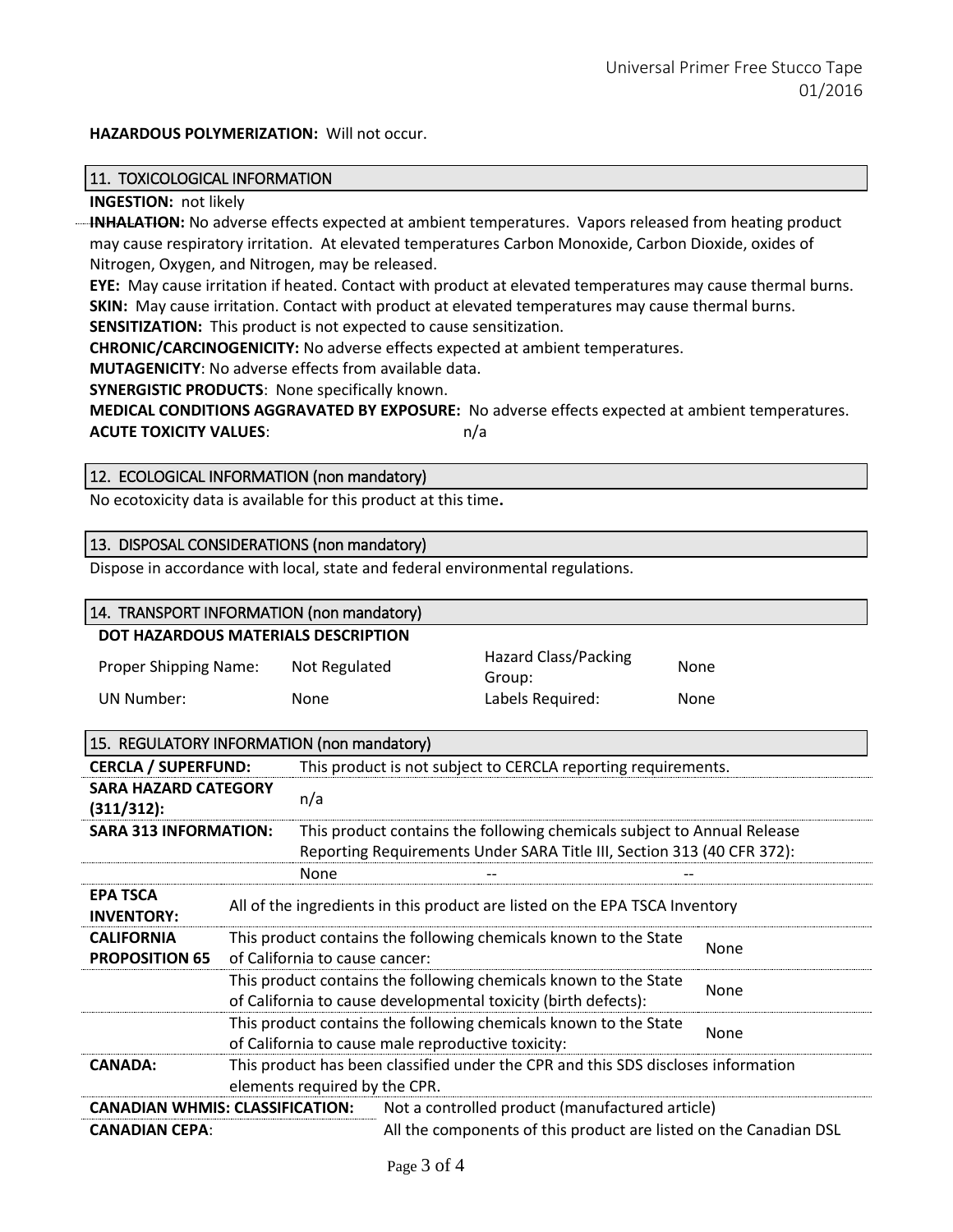**HAZARDOUS POLYMERIZATION:** Will not occur.

## 11. TOXICOLOGICAL INFORMATION

**INGESTION:** not likely

**INHALATION:** No adverse effects expected at ambient temperatures. Vapors released from heating product may cause respiratory irritation. At elevated temperatures Carbon Monoxide, Carbon Dioxide, oxides of Nitrogen, Oxygen, and Nitrogen, may be released.

**EYE:** May cause irritation if heated. Contact with product at elevated temperatures may cause thermal burns.

**SKIN:** May cause irritation. Contact with product at elevated temperatures may cause thermal burns.

**SENSITIZATION:** This product is not expected to cause sensitization.

**CHRONIC/CARCINOGENICITY:** No adverse effects expected at ambient temperatures.

**MUTAGENICITY**: No adverse effects from available data.

**SYNERGISTIC PRODUCTS**: None specifically known.

**MEDICAL CONDITIONS AGGRAVATED BY EXPOSURE:** No adverse effects expected at ambient temperatures.

**ACUTE TOXICITY VALUES**: n/a

## 12. ECOLOGICAL INFORMATION (non mandatory)

No ecotoxicity data is available for this product at this time**.**

## 13. DISPOSAL CONSIDERATIONS (non mandatory)

Dispose in accordance with local, state and federal environmental regulations.

## 14. TRANSPORT INFORMATION (non mandatory)

**DOT HAZARDOUS MATERIALS DESCRIPTION**

| | | | |
|---|---|---|---|
| Proper Shipping Name: | Not Regulated | Hazard Class/Packing Group: | None |
| UN Number: | None | Labels Required: | None |

## 15. REGULATORY INFORMATION (non mandatory)

| | | | |
|---|---|---|---|
| **CERCLA / SUPERFUND:** | This product is not subject to CERCLA reporting requirements. | | |
| **SARA HAZARD CATEGORY (311/312):** | n/a | | |
| **SARA 313 INFORMATION:** | This product contains the following chemicals subject to Annual Release Reporting Requirements Under SARA Title III, Section 313 (40 CFR 372): | | |
| | None | -- | -- |
| **EPA TSCA INVENTORY:** | All of the ingredients in this product are listed on the EPA TSCA Inventory | | |
| **CALIFORNIA PROPOSITION 65** | This product contains the following chemicals known to the State of California to cause cancer: | None | |
| | This product contains the following chemicals known to the State of California to cause developmental toxicity (birth defects): | None | |
| | This product contains the following chemicals known to the State of California to cause male reproductive toxicity: | None | |
| **CANADA:** | This product has been classified under the CPR and this SDS discloses information elements required by the CPR. | | |
| **CANADIAN WHMIS: CLASSIFICATION:** | Not a controlled product (manufactured article) | | |
| **CANADIAN CEPA**: | All the components of this product are listed on the Canadian DSL | | |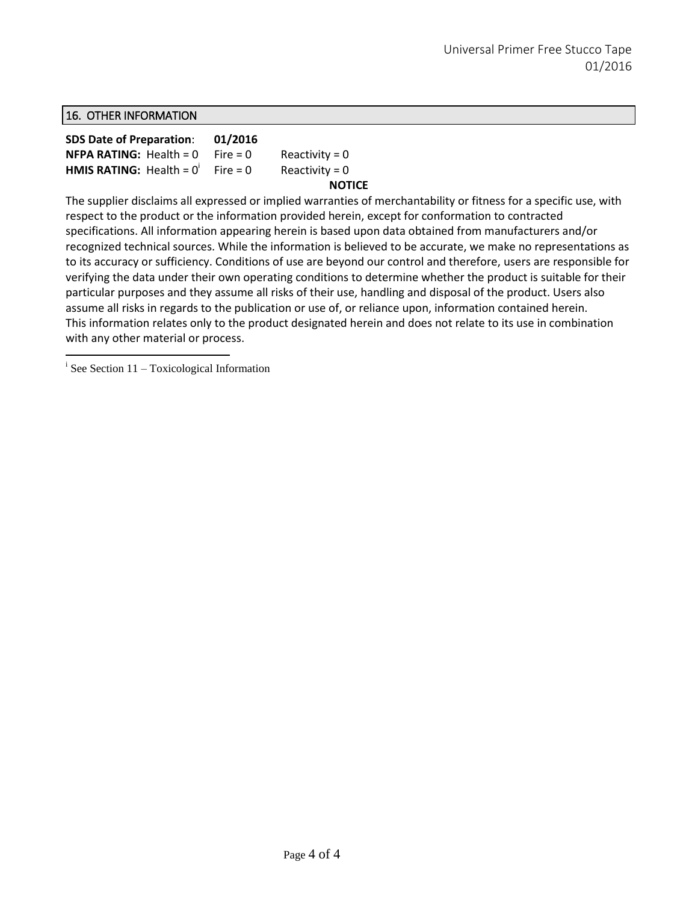## 16. OTHER INFORMATION

**SDS Date of Preparation**: **01/2016**

**NFPA RATING:** Health = 0 Fire = 0 Reactivity = 0

**HMIS RATING:** Health = 0[i] Fire = 0 Reactivity = 0

**NOTICE**

The supplier disclaims all expressed or implied warranties of merchantability or fitness for a specific use, with respect to the product or the information provided herein, except for conformation to contracted specifications. All information appearing herein is based upon data obtained from manufacturers and/or recognized technical sources. While the information is believed to be accurate, we make no representations as to its accuracy or sufficiency. Conditions of use are beyond our control and therefore, users are responsible for verifying the data under their own operating conditions to determine whether the product is suitable for their particular purposes and they assume all risks of their use, handling and disposal of the product. Users also assume all risks in regards to the publication or use of, or reliance upon, information contained herein. This information relates only to the product designated herein and does not relate to its use in combination with any other material or process.

[i] See Section 11 – Toxicological Information